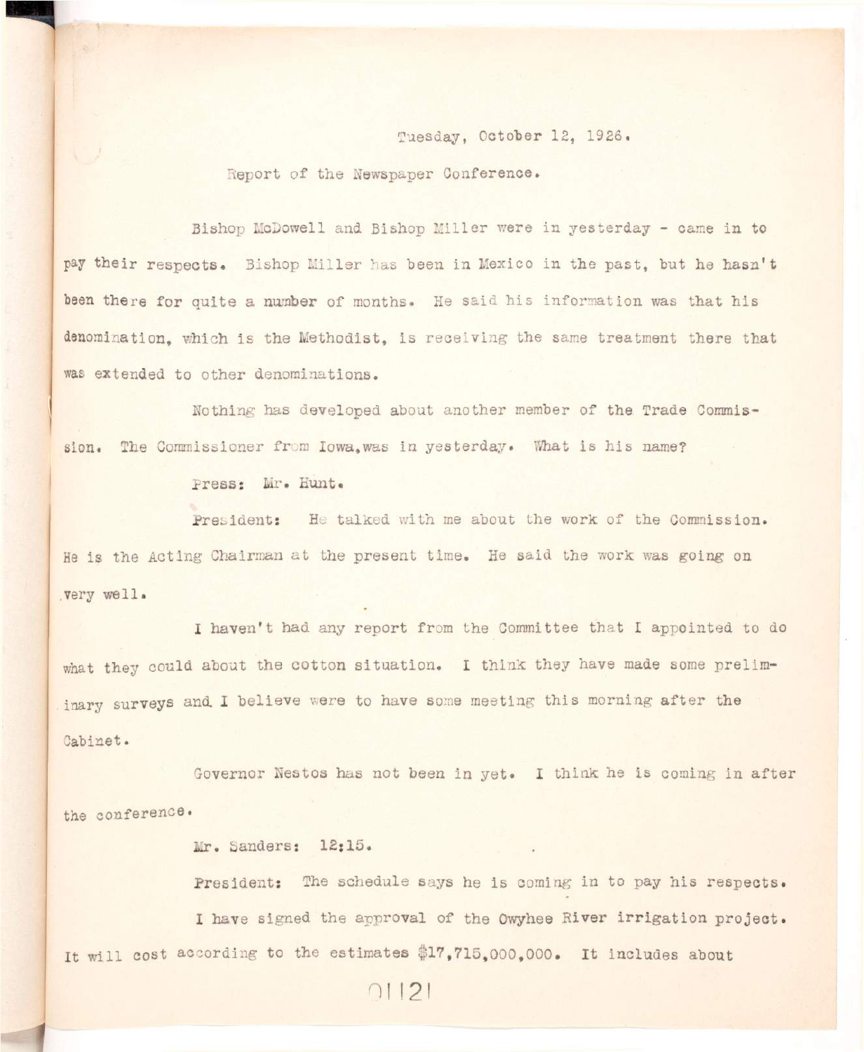Tuesday, October 12, 1926.

Report of the Newspaper Conference.

Bishop McDowell and Bishop Miller were in yesterday - came in to pay their respects. Bishop Miller has been in Mexico in the past, but he hasn't been there for quite a number of months. He said his information was that his denomination, which is the Methodist, is receiving the same treatment there that was extended to other denominations.

Nothing has developed about another member of the Trade Commission. The Commissioner from Iowa, was in yesterday. What is his name?

Press: Mr. Hunt.

President: He talked with me about the work of the Commission. He is the Acting Chairman at the present time. He said the work was going on very well.

I haven't had any report from the Committee that I appointed to do what they could about the cotton situation. I think they have made some preliminary surveys and I believe were to have some meeting this morning after the Cabinet.

Governor Nestos has not been in yet. I think he is coming in after the conference.

Mr. Sanders: 12:15.

President: The schedule says he is coming in to pay his respects.

I have signed the approval of the Owyhee River irrigation project. It will cost according to the estimates $17,715,000,000. It includes about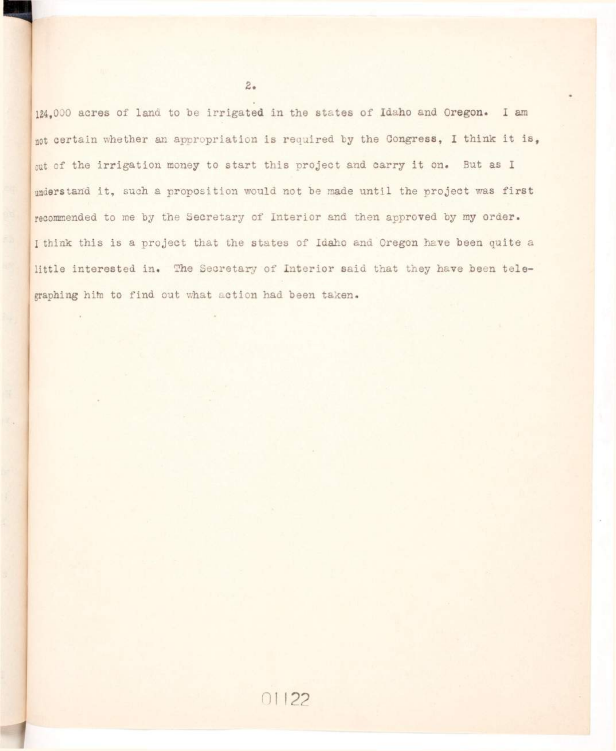124,000 acres of land to be irrigated in the states of Idaho and Oregon. I am not certain whether an appropriation is required by the Congress, I think it is, out of the irrigation money to start this project and carry it on. But as I understand it, such a proposition would not be made until the project was first recommended to me by the Secretary of Interior and then approved by my order. I think this is a project that the states of Idaho and Oregon have been quite a little interested in. The Secretary of Interior said that they have been telegraphing him to find out what action had been taken.